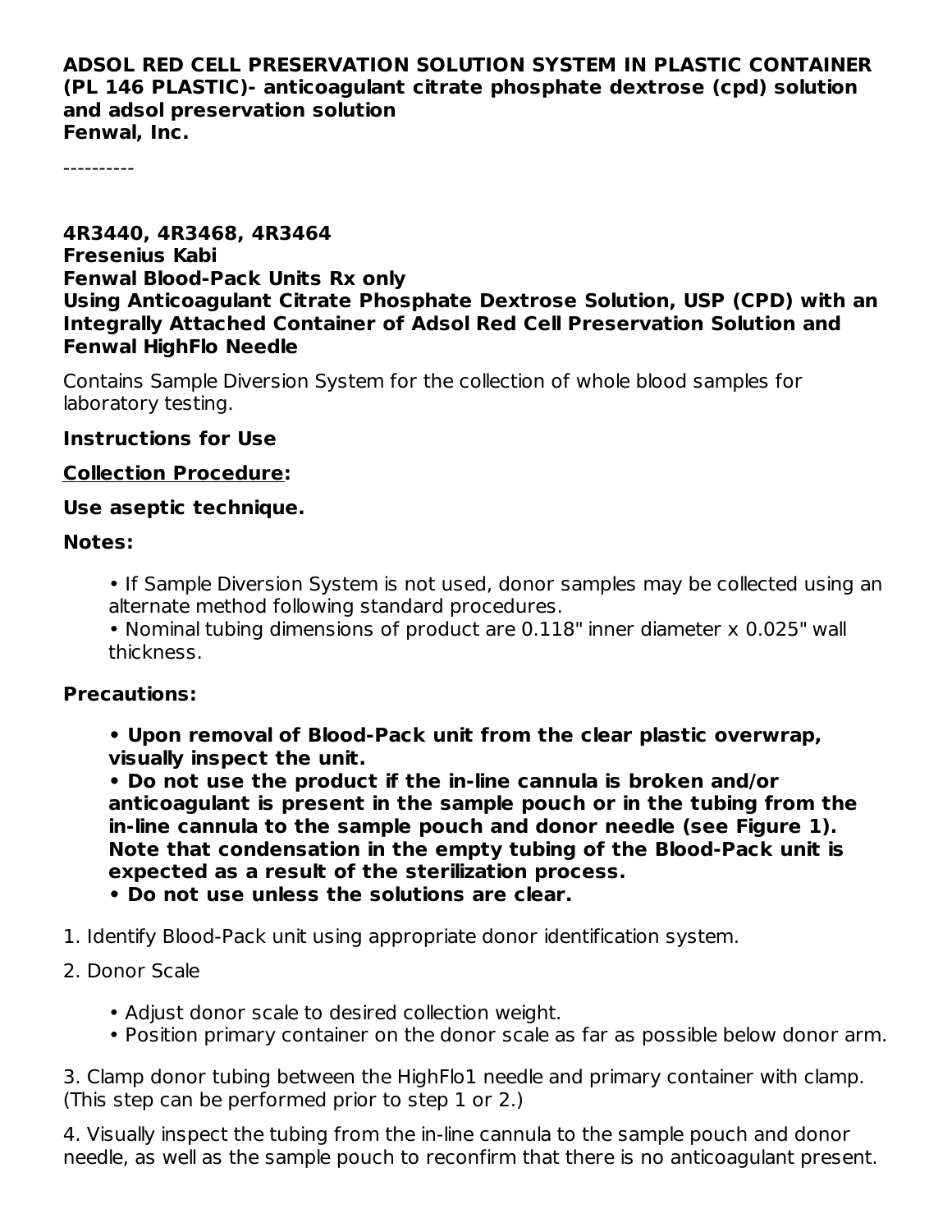**ADSOL RED CELL PRESERVATION SOLUTION SYSTEM IN PLASTIC CONTAINER (PL 146 PLASTIC)- anticoagulant citrate phosphate dextrose (cpd) solution and adsol preservation solution**
**Fenwal, Inc.**

----------

**4R3440, 4R3468, 4R3464**
**Fresenius Kabi**
**Fenwal Blood-Pack Units Rx only**
**Using Anticoagulant Citrate Phosphate Dextrose Solution, USP (CPD) with an Integrally Attached Container of Adsol Red Cell Preservation Solution and Fenwal HighFlo Needle**

Contains Sample Diversion System for the collection of whole blood samples for laboratory testing.

**Instructions for Use**

**Collection Procedure:**

**Use aseptic technique.**

**Notes:**

- If Sample Diversion System is not used, donor samples may be collected using an alternate method following standard procedures.
- Nominal tubing dimensions of product are 0.118" inner diameter x 0.025" wall thickness.

**Precautions:**

- **Upon removal of Blood-Pack unit from the clear plastic overwrap, visually inspect the unit.**
- **Do not use the product if the in-line cannula is broken and/or anticoagulant is present in the sample pouch or in the tubing from the in-line cannula to the sample pouch and donor needle (see Figure 1). Note that condensation in the empty tubing of the Blood-Pack unit is expected as a result of the sterilization process.**
- **Do not use unless the solutions are clear.**

1. Identify Blood-Pack unit using appropriate donor identification system.

2. Donor Scale

   - Adjust donor scale to desired collection weight.
   - Position primary container on the donor scale as far as possible below donor arm.

3. Clamp donor tubing between the HighFlo1 needle and primary container with clamp. (This step can be performed prior to step 1 or 2.)

4. Visually inspect the tubing from the in-line cannula to the sample pouch and donor needle, as well as the sample pouch to reconfirm that there is no anticoagulant present.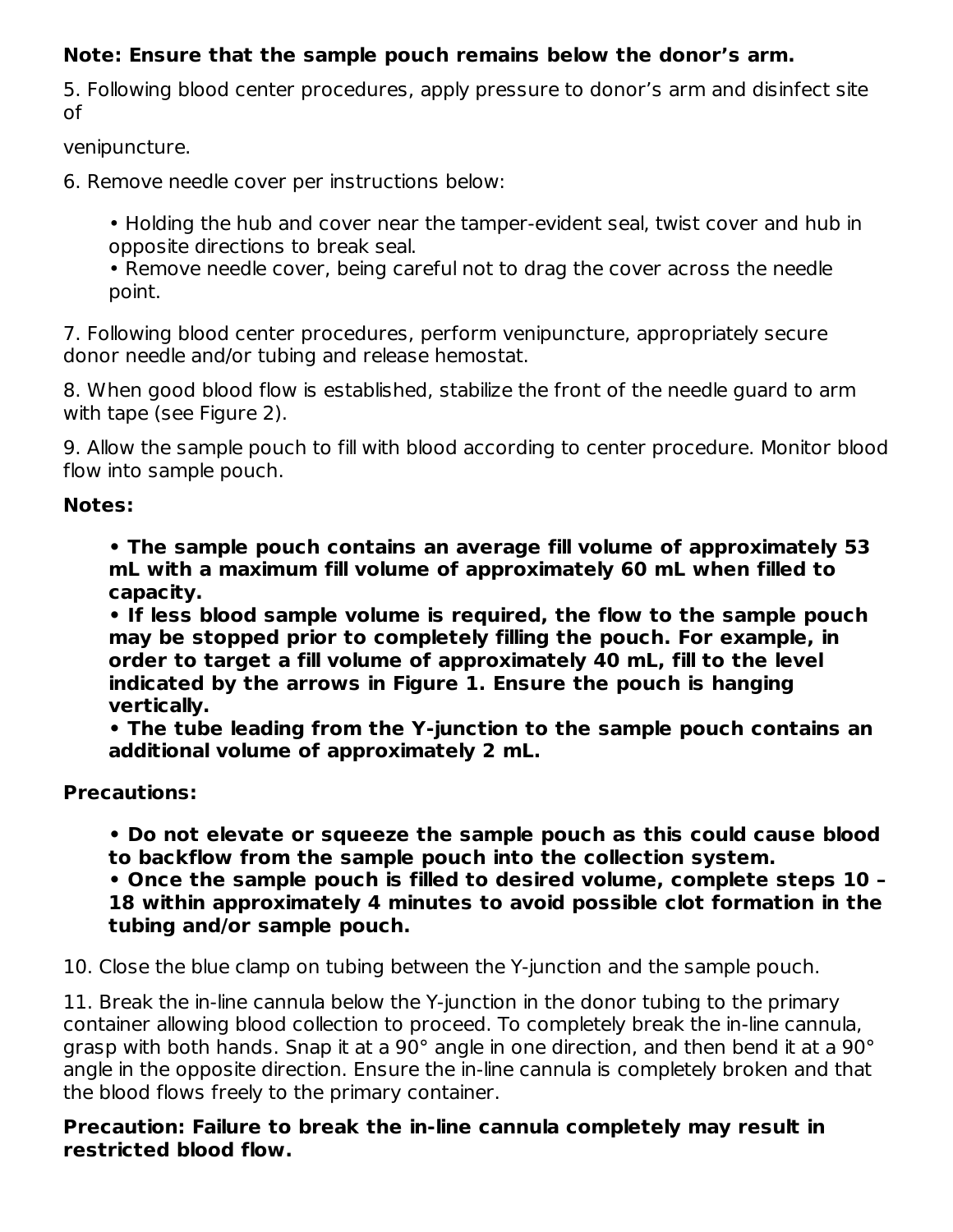**Note: Ensure that the sample pouch remains below the donor's arm.**

5. Following blood center procedures, apply pressure to donor's arm and disinfect site of

venipuncture.

6. Remove needle cover per instructions below:

    - Holding the hub and cover near the tamper-evident seal, twist cover and hub in opposite directions to break seal.
    - Remove needle cover, being careful not to drag the cover across the needle point.

7. Following blood center procedures, perform venipuncture, appropriately secure donor needle and/or tubing and release hemostat.

8. When good blood flow is established, stabilize the front of the needle guard to arm with tape (see Figure 2).

9. Allow the sample pouch to fill with blood according to center procedure. Monitor blood flow into sample pouch.

**Notes:**

- **The sample pouch contains an average fill volume of approximately 53 mL with a maximum fill volume of approximately 60 mL when filled to capacity.**
- **If less blood sample volume is required, the flow to the sample pouch may be stopped prior to completely filling the pouch. For example, in order to target a fill volume of approximately 40 mL, fill to the level indicated by the arrows in Figure 1. Ensure the pouch is hanging vertically.**
- **The tube leading from the Y-junction to the sample pouch contains an additional volume of approximately 2 mL.**

**Precautions:**

- **Do not elevate or squeeze the sample pouch as this could cause blood to backflow from the sample pouch into the collection system.**
- **Once the sample pouch is filled to desired volume, complete steps 10 – 18 within approximately 4 minutes to avoid possible clot formation in the tubing and/or sample pouch.**

10. Close the blue clamp on tubing between the Y-junction and the sample pouch.

11. Break the in-line cannula below the Y-junction in the donor tubing to the primary container allowing blood collection to proceed. To completely break the in-line cannula, grasp with both hands. Snap it at a 90° angle in one direction, and then bend it at a 90° angle in the opposite direction. Ensure the in-line cannula is completely broken and that the blood flows freely to the primary container.

**Precaution: Failure to break the in-line cannula completely may result in restricted blood flow.**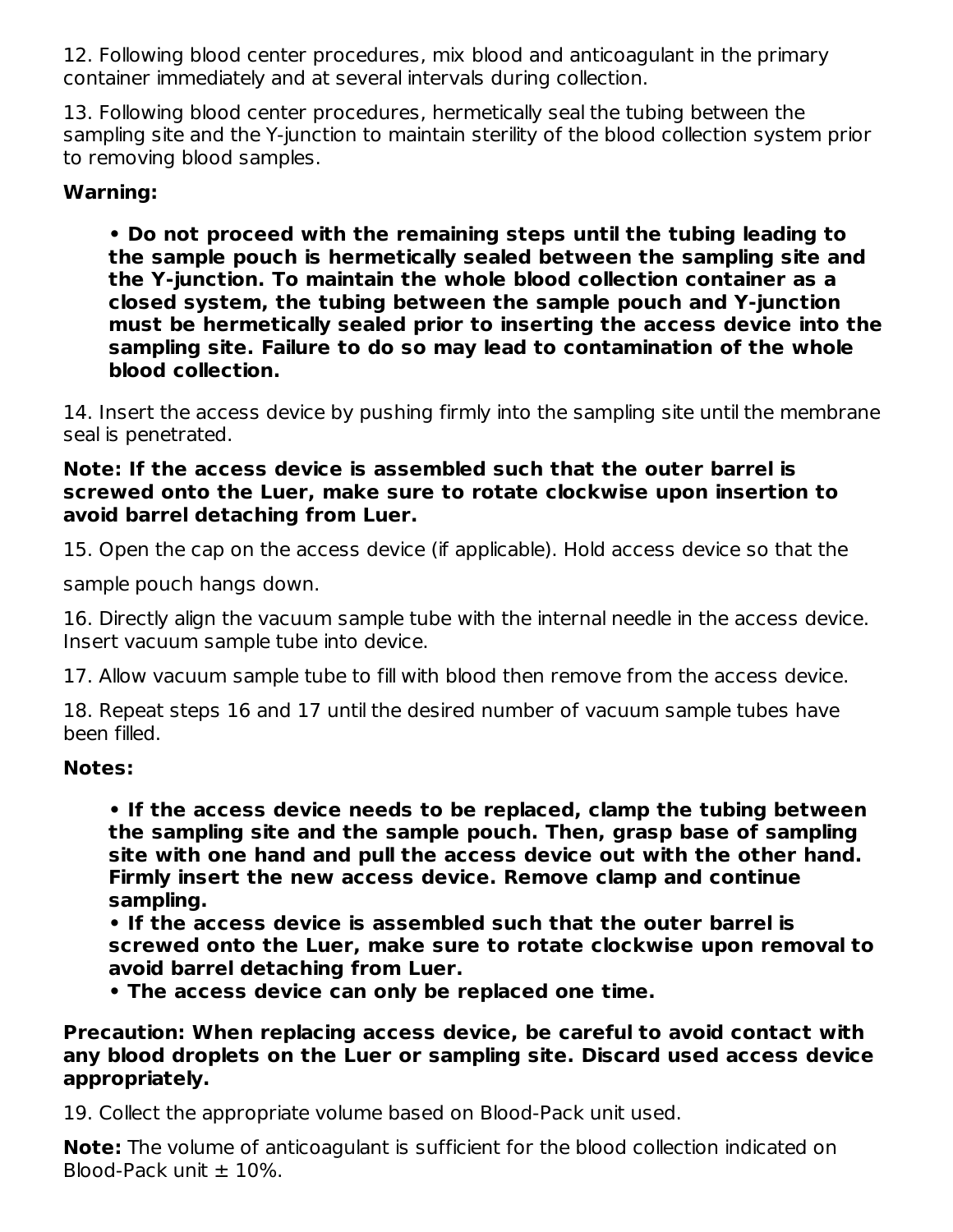12. Following blood center procedures, mix blood and anticoagulant in the primary container immediately and at several intervals during collection.

13. Following blood center procedures, hermetically seal the tubing between the sampling site and the Y-junction to maintain sterility of the blood collection system prior to removing blood samples.

**Warning:**

- **Do not proceed with the remaining steps until the tubing leading to the sample pouch is hermetically sealed between the sampling site and the Y-junction. To maintain the whole blood collection container as a closed system, the tubing between the sample pouch and Y-junction must be hermetically sealed prior to inserting the access device into the sampling site. Failure to do so may lead to contamination of the whole blood collection.**

14. Insert the access device by pushing firmly into the sampling site until the membrane seal is penetrated.

**Note: If the access device is assembled such that the outer barrel is screwed onto the Luer, make sure to rotate clockwise upon insertion to avoid barrel detaching from Luer.**

15. Open the cap on the access device (if applicable). Hold access device so that the sample pouch hangs down.

16. Directly align the vacuum sample tube with the internal needle in the access device. Insert vacuum sample tube into device.

17. Allow vacuum sample tube to fill with blood then remove from the access device.

18. Repeat steps 16 and 17 until the desired number of vacuum sample tubes have been filled.

**Notes:**

- **If the access device needs to be replaced, clamp the tubing between the sampling site and the sample pouch. Then, grasp base of sampling site with one hand and pull the access device out with the other hand. Firmly insert the new access device. Remove clamp and continue sampling.**
- **If the access device is assembled such that the outer barrel is screwed onto the Luer, make sure to rotate clockwise upon removal to avoid barrel detaching from Luer.**
- **The access device can only be replaced one time.**

**Precaution: When replacing access device, be careful to avoid contact with any blood droplets on the Luer or sampling site. Discard used access device appropriately.**

19. Collect the appropriate volume based on Blood-Pack unit used.

**Note:** The volume of anticoagulant is sufficient for the blood collection indicated on Blood-Pack unit ± 10%.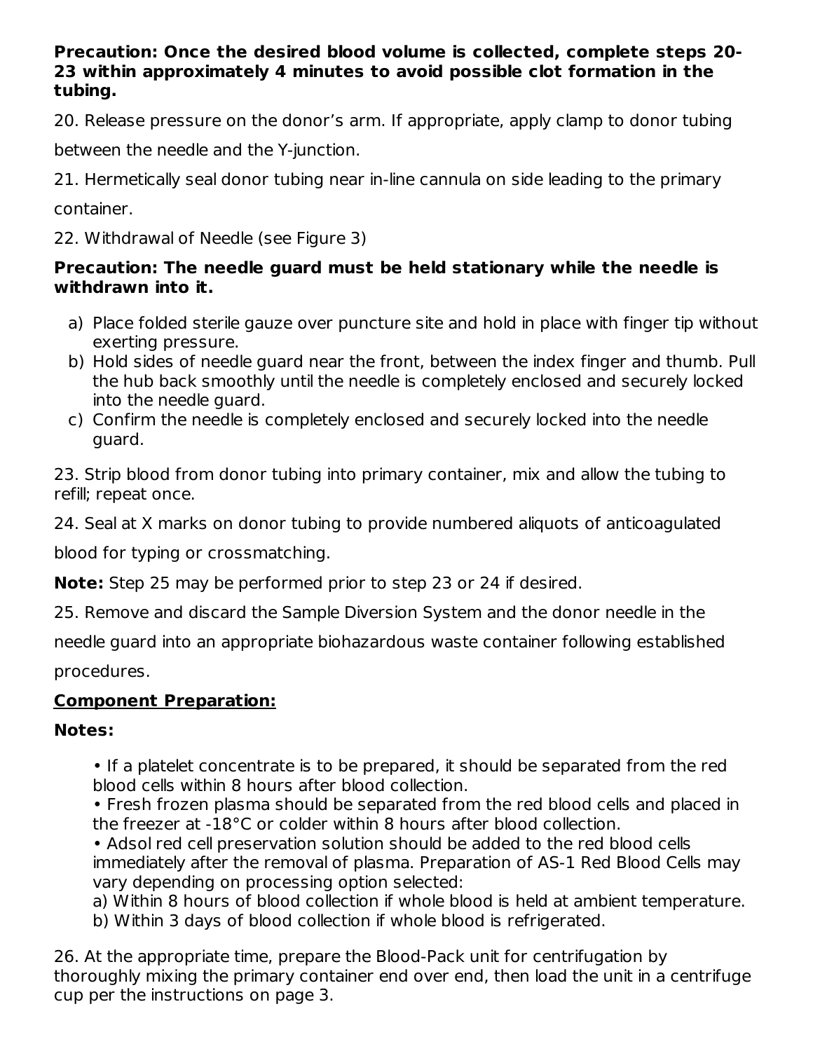**Precaution: Once the desired blood volume is collected, complete steps 20-23 within approximately 4 minutes to avoid possible clot formation in the tubing.**

20. Release pressure on the donor's arm. If appropriate, apply clamp to donor tubing between the needle and the Y-junction.

21. Hermetically seal donor tubing near in-line cannula on side leading to the primary container.

22. Withdrawal of Needle (see Figure 3)

**Precaution: The needle guard must be held stationary while the needle is withdrawn into it.**

a) Place folded sterile gauze over puncture site and hold in place with finger tip without exerting pressure.
b) Hold sides of needle guard near the front, between the index finger and thumb. Pull the hub back smoothly until the needle is completely enclosed and securely locked into the needle guard.
c) Confirm the needle is completely enclosed and securely locked into the needle guard.

23. Strip blood from donor tubing into primary container, mix and allow the tubing to refill; repeat once.

24. Seal at X marks on donor tubing to provide numbered aliquots of anticoagulated blood for typing or crossmatching.

**Note:** Step 25 may be performed prior to step 23 or 24 if desired.

25. Remove and discard the Sample Diversion System and the donor needle in the needle guard into an appropriate biohazardous waste container following established procedures.

**Component Preparation:**

**Notes:**

- If a platelet concentrate is to be prepared, it should be separated from the red blood cells within 8 hours after blood collection.
- Fresh frozen plasma should be separated from the red blood cells and placed in the freezer at -18°C or colder within 8 hours after blood collection.
- Adsol red cell preservation solution should be added to the red blood cells immediately after the removal of plasma. Preparation of AS-1 Red Blood Cells may vary depending on processing option selected:

  a) Within 8 hours of blood collection if whole blood is held at ambient temperature.
  b) Within 3 days of blood collection if whole blood is refrigerated.

26. At the appropriate time, prepare the Blood-Pack unit for centrifugation by thoroughly mixing the primary container end over end, then load the unit in a centrifuge cup per the instructions on page 3.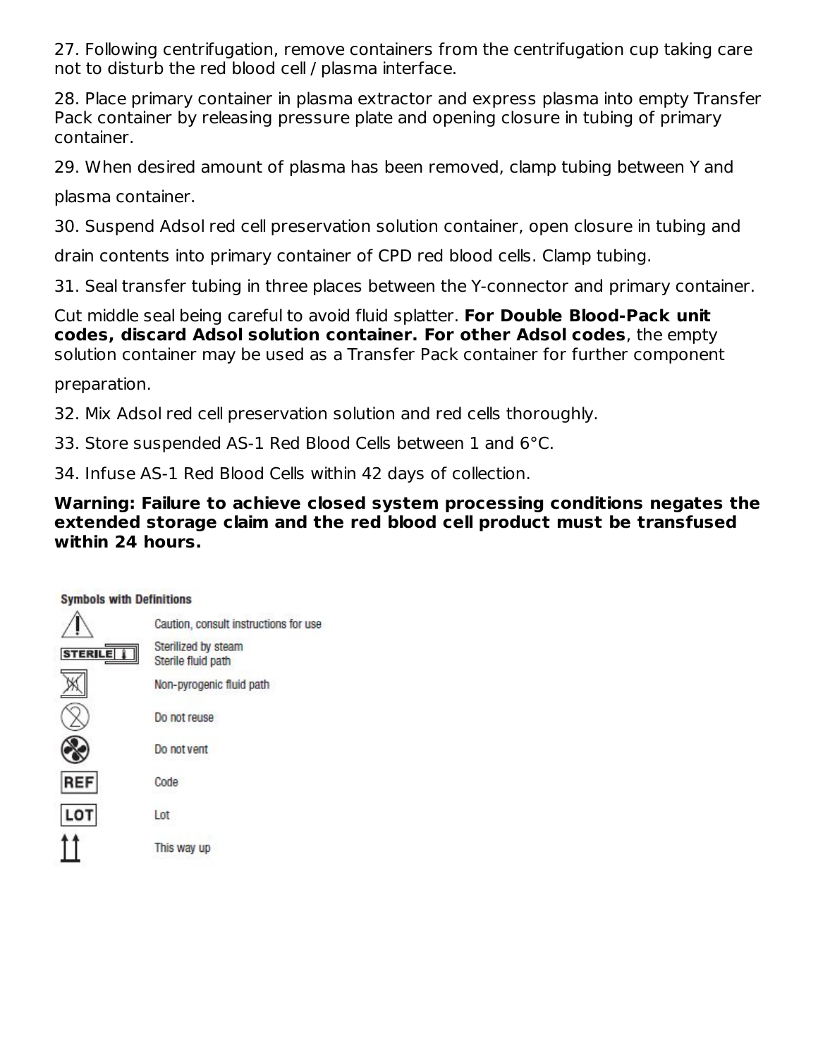27. Following centrifugation, remove containers from the centrifugation cup taking care not to disturb the red blood cell / plasma interface.

28. Place primary container in plasma extractor and express plasma into empty Transfer Pack container by releasing pressure plate and opening closure in tubing of primary container.

29. When desired amount of plasma has been removed, clamp tubing between Y and plasma container.

30. Suspend Adsol red cell preservation solution container, open closure in tubing and drain contents into primary container of CPD red blood cells. Clamp tubing.

31. Seal transfer tubing in three places between the Y-connector and primary container. Cut middle seal being careful to avoid fluid splatter. **For Double Blood-Pack unit codes, discard Adsol solution container. For other Adsol codes**, the empty solution container may be used as a Transfer Pack container for further component preparation.

32. Mix Adsol red cell preservation solution and red cells thoroughly.

33. Store suspended AS-1 Red Blood Cells between 1 and 6°C.

34. Infuse AS-1 Red Blood Cells within 42 days of collection.

**Warning: Failure to achieve closed system processing conditions negates the extended storage claim and the red blood cell product must be transfused within 24 hours.**

**Symbols with Definitions**

| Symbol | Definition |
| --- | --- |
| ⚠ | Caution, consult instructions for use |
| STERILE | Sterilized by steam<br>Sterile fluid path |
| | Non-pyrogenic fluid path |
| | Do not reuse |
| | Do not vent |
| REF | Code |
| LOT | Lot |
| | This way up |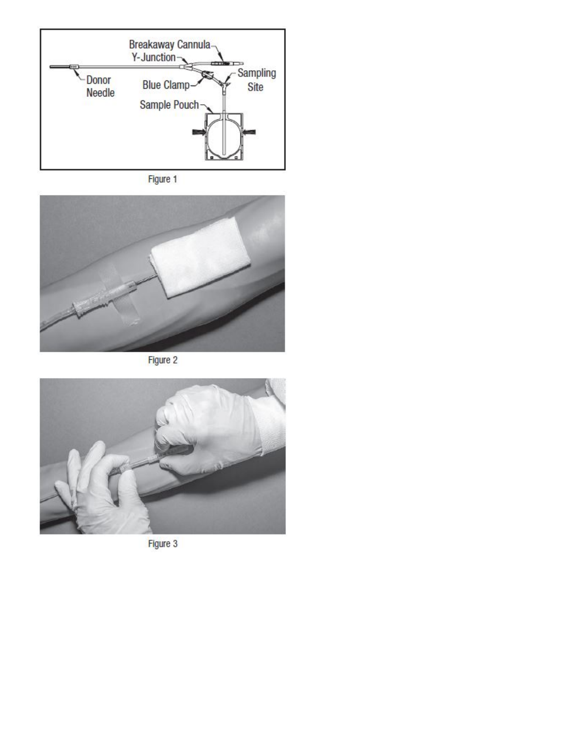Figure 1

Figure 2

Figure 3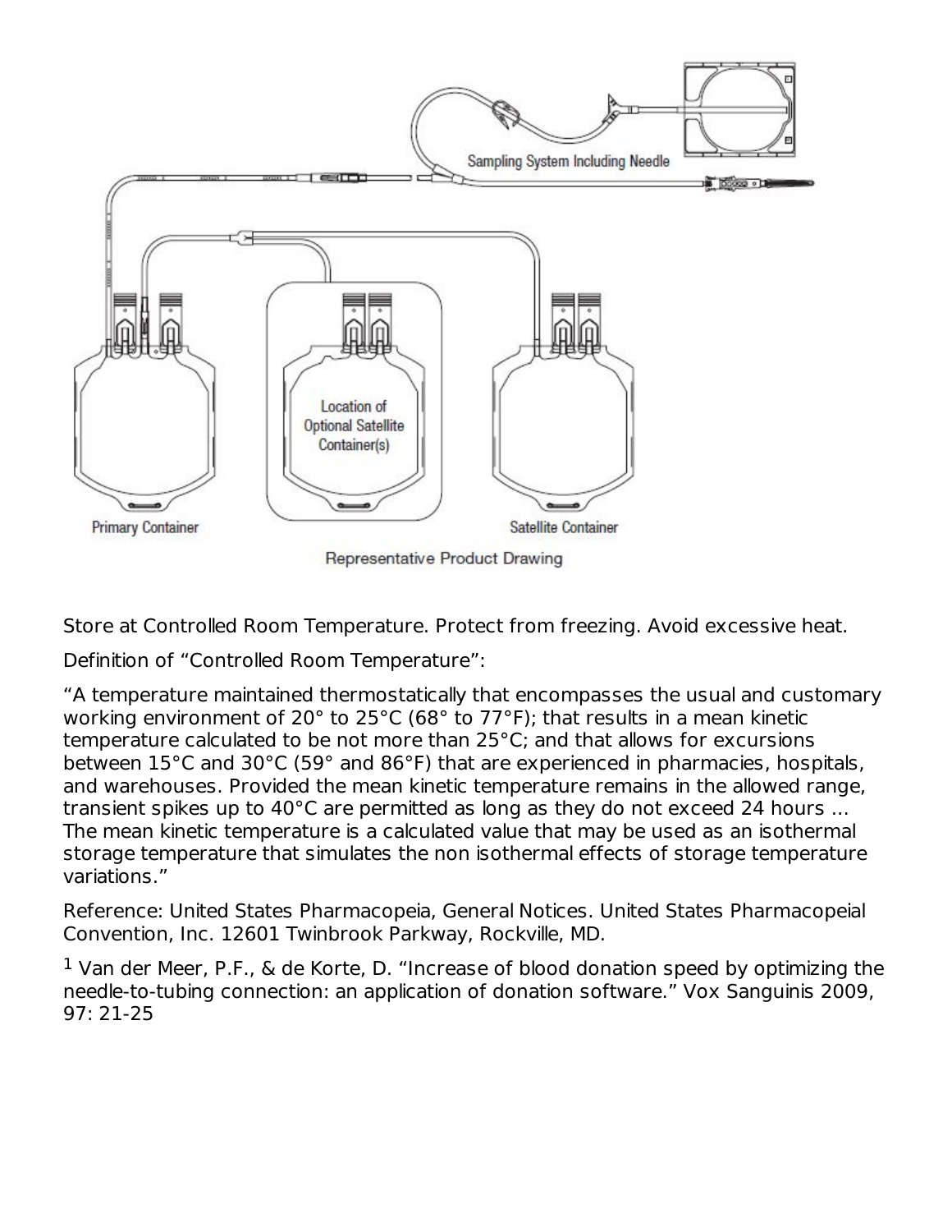Sampling System Including Needle

Location of Optional Satellite Container(s)

Primary Container

Satellite Container

Representative Product Drawing

Store at Controlled Room Temperature. Protect from freezing. Avoid excessive heat.

Definition of “Controlled Room Temperature”:

“A temperature maintained thermostatically that encompasses the usual and customary working environment of 20° to 25°C (68° to 77°F); that results in a mean kinetic temperature calculated to be not more than 25°C; and that allows for excursions between 15°C and 30°C (59° and 86°F) that are experienced in pharmacies, hospitals, and warehouses. Provided the mean kinetic temperature remains in the allowed range, transient spikes up to 40°C are permitted as long as they do not exceed 24 hours ... The mean kinetic temperature is a calculated value that may be used as an isothermal storage temperature that simulates the non isothermal effects of storage temperature variations.”

Reference: United States Pharmacopeia, General Notices. United States Pharmacopeial Convention, Inc. 12601 Twinbrook Parkway, Rockville, MD.

[1] Van der Meer, P.F., & de Korte, D. “Increase of blood donation speed by optimizing the needle-to-tubing connection: an application of donation software.” Vox Sanguinis 2009, 97: 21-25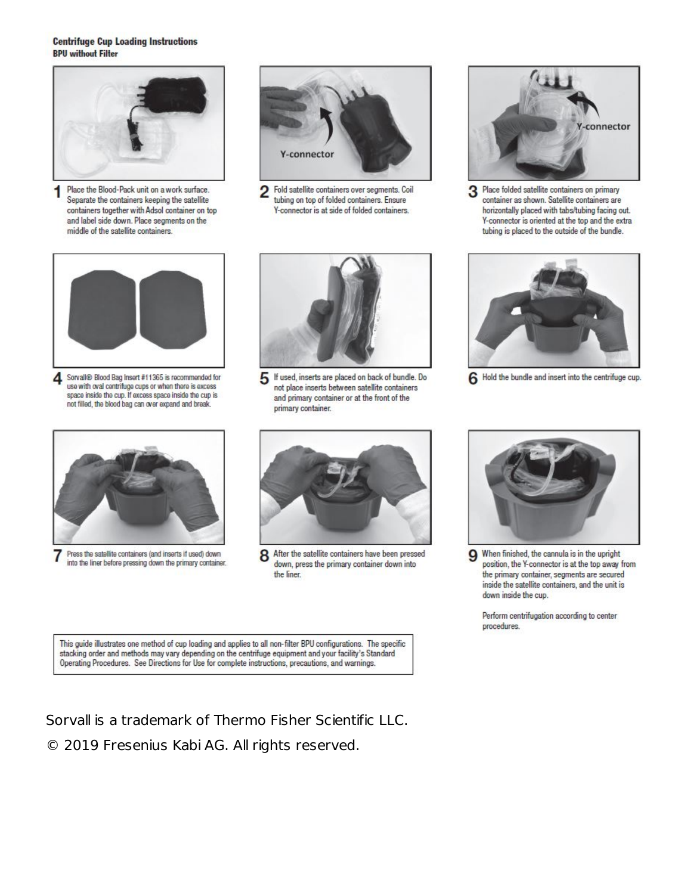## Centrifuge Cup Loading Instructions

### BPU without Filter

Y-connector

**1** Place the Blood-Pack unit on a work surface. Separate the containers keeping the satellite containers together with Adsol container on top and label side down. Place segments on the middle of the satellite containers.

**2** Fold satellite containers over segments. Coil tubing on top of folded containers. Ensure Y-connector is at side of folded containers.

**3** Place folded satellite containers on primary container as shown. Satellite containers are horizontally placed with tabs/tubing facing out. Y-connector is oriented at the top and the extra tubing is placed to the outside of the bundle.

**4** Sorvall® Blood Bag Insert #11365 is recommended for use with oval centrifuge cups or when there is excess space inside the cup. If excess space inside the cup is not filled, the blood bag can over expand and break.

**5** If used, inserts are placed on back of bundle. Do not place inserts between satellite containers and primary container or at the front of the primary container.

**6** Hold the bundle and insert into the centrifuge cup.

**7** Press the satellite containers (and inserts if used) down into the liner before pressing down the primary container.

**8** After the satellite containers have been pressed down, press the primary container down into the liner.

**9** When finished, the cannula is in the upright position, the Y-connector is at the top away from the primary container, segments are secured inside the satellite containers, and the unit is down inside the cup.

Perform centrifugation according to center procedures.

This guide illustrates one method of cup loading and applies to all non-filter BPU configurations. The specific stacking order and methods may vary depending on the centrifuge equipment and your facility's Standard Operating Procedures. See Directions for Use for complete instructions, precautions, and warnings.

Sorvall is a trademark of Thermo Fisher Scientific LLC.

© 2019 Fresenius Kabi AG. All rights reserved.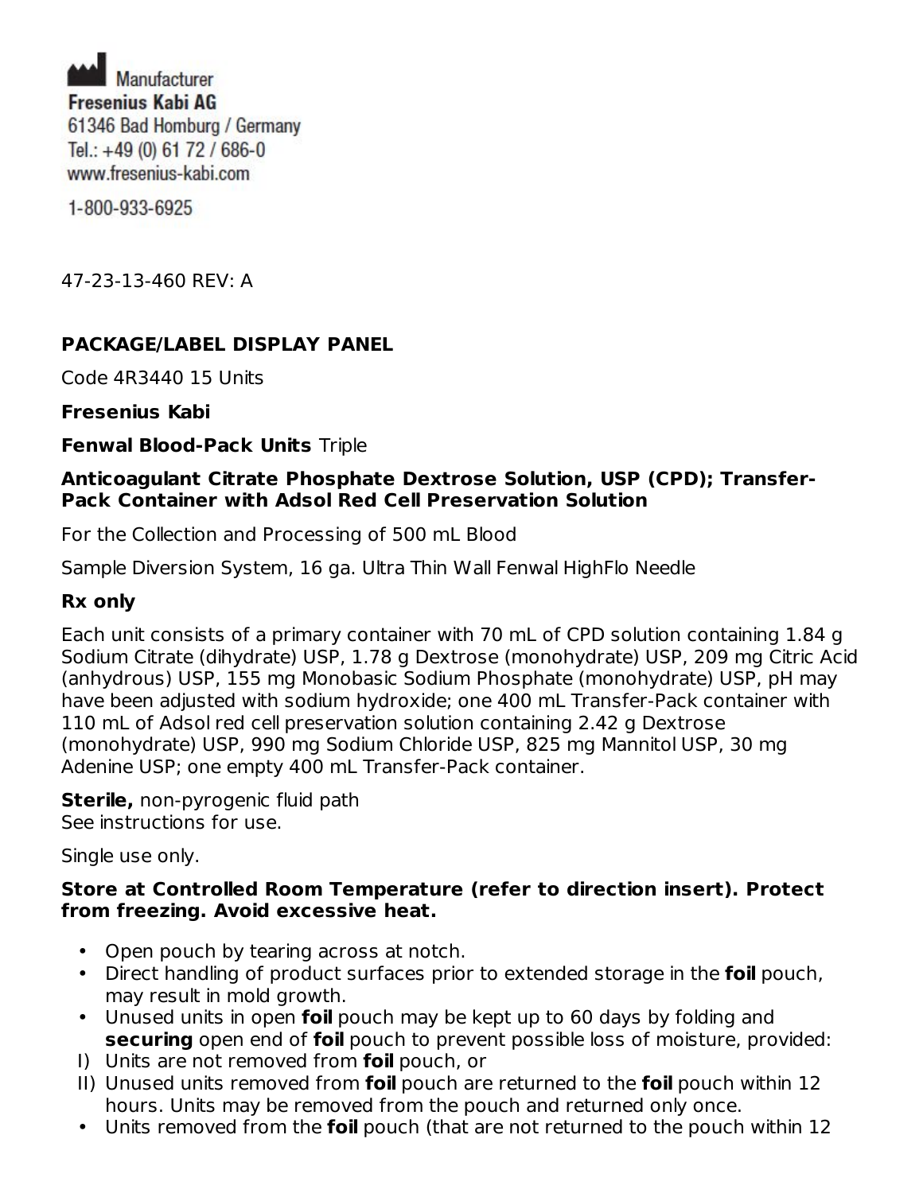Manufacturer
**Fresenius Kabi AG**
61346 Bad Homburg / Germany
Tel.: +49 (0) 61 72 / 686-0
www.fresenius-kabi.com

1-800-933-6925

47-23-13-460 REV: A

**PACKAGE/LABEL DISPLAY PANEL**

Code 4R3440 15 Units

**Fresenius Kabi**

**Fenwal Blood-Pack Units** Triple

**Anticoagulant Citrate Phosphate Dextrose Solution, USP (CPD); Transfer-Pack Container with Adsol Red Cell Preservation Solution**

For the Collection and Processing of 500 mL Blood

Sample Diversion System, 16 ga. Ultra Thin Wall Fenwal HighFlo Needle

**Rx only**

Each unit consists of a primary container with 70 mL of CPD solution containing 1.84 g Sodium Citrate (dihydrate) USP, 1.78 g Dextrose (monohydrate) USP, 209 mg Citric Acid (anhydrous) USP, 155 mg Monobasic Sodium Phosphate (monohydrate) USP, pH may have been adjusted with sodium hydroxide; one 400 mL Transfer-Pack container with 110 mL of Adsol red cell preservation solution containing 2.42 g Dextrose (monohydrate) USP, 990 mg Sodium Chloride USP, 825 mg Mannitol USP, 30 mg Adenine USP; one empty 400 mL Transfer-Pack container.

**Sterile,** non-pyrogenic fluid path
See instructions for use.

Single use only.

**Store at Controlled Room Temperature (refer to direction insert). Protect from freezing. Avoid excessive heat.**

- Open pouch by tearing across at notch.
- Direct handling of product surfaces prior to extended storage in the **foil** pouch, may result in mold growth.
- Unused units in open **foil** pouch may be kept up to 60 days by folding and **securing** open end of **foil** pouch to prevent possible loss of moisture, provided:

I) Units are not removed from **foil** pouch, or
II) Unused units removed from **foil** pouch are returned to the **foil** pouch within 12 hours. Units may be removed from the pouch and returned only once.

- Units removed from the **foil** pouch (that are not returned to the pouch within 12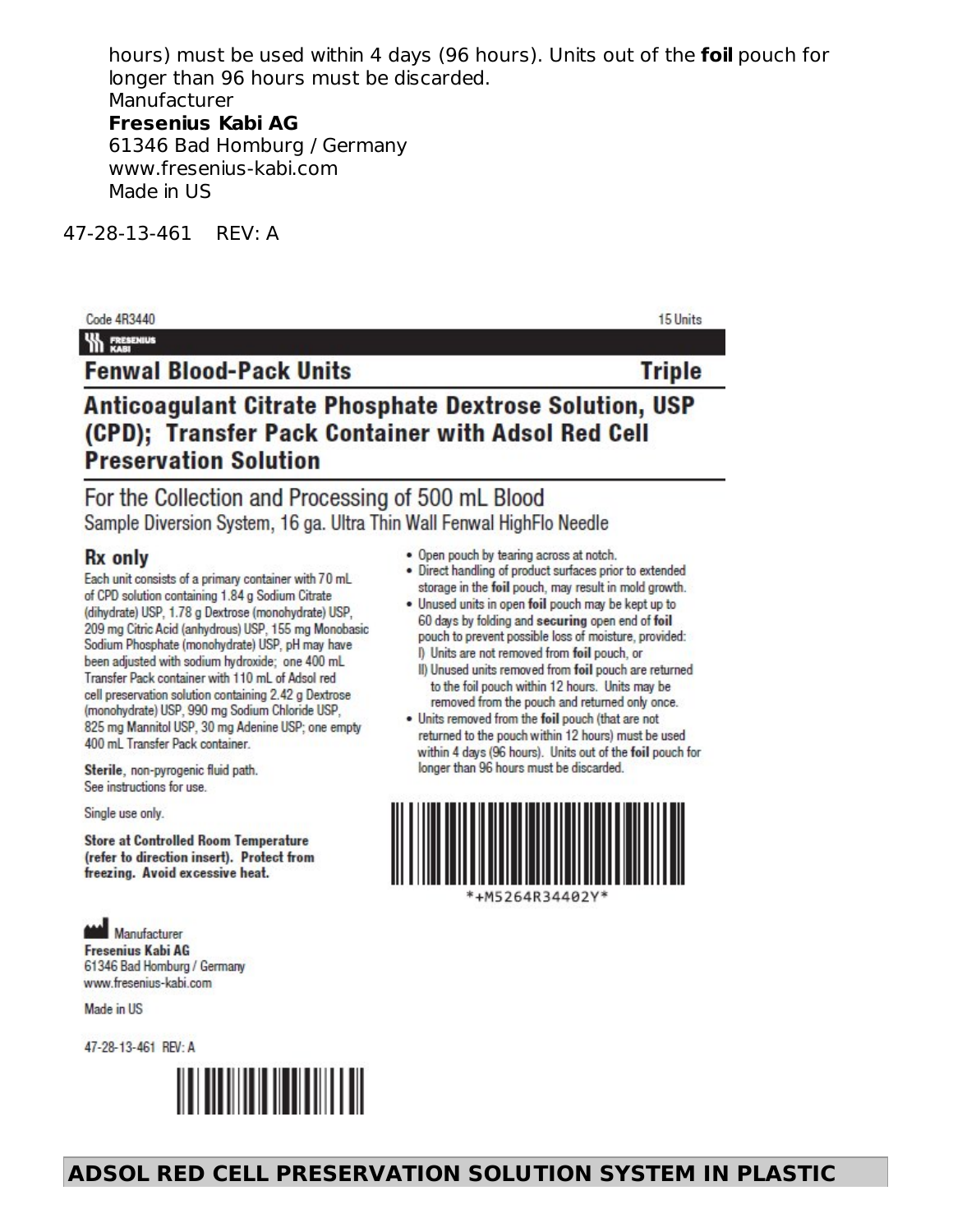hours) must be used within 4 days (96 hours). Units out of the **foil** pouch for longer than 96 hours must be discarded.
Manufacturer
**Fresenius Kabi AG**
61346 Bad Homburg / Germany
www.fresenius-kabi.com
Made in US

47-28-13-461 REV: A

Code 4R3440

15 Units

FRESENIUS KABI

## Fenwal Blood-Pack Units Triple

## Anticoagulant Citrate Phosphate Dextrose Solution, USP (CPD); Transfer Pack Container with Adsol Red Cell Preservation Solution

For the Collection and Processing of 500 mL Blood
Sample Diversion System, 16 ga. Ultra Thin Wall Fenwal HighFlo Needle

**Rx only**

Each unit consists of a primary container with 70 mL of CPD solution containing 1.84 g Sodium Citrate (dihydrate) USP, 1.78 g Dextrose (monohydrate) USP, 209 mg Citric Acid (anhydrous) USP, 155 mg Monobasic Sodium Phosphate (monohydrate) USP, pH may have been adjusted with sodium hydroxide; one 400 mL Transfer Pack container with 110 mL of Adsol red cell preservation solution containing 2.42 g Dextrose (monohydrate) USP, 990 mg Sodium Chloride USP, 825 mg Mannitol USP, 30 mg Adenine USP; one empty 400 mL Transfer Pack container.

**Sterile**, non-pyrogenic fluid path.
See instructions for use.

Single use only.

**Store at Controlled Room Temperature (refer to direction insert). Protect from freezing. Avoid excessive heat.**

- Open pouch by tearing across at notch.
- Direct handling of product surfaces prior to extended storage in the **foil** pouch, may result in mold growth.
- Unused units in open **foil** pouch may be kept up to 60 days by folding and **securing** open end of **foil** pouch to prevent possible loss of moisture, provided:
  - I) Units are not removed from **foil** pouch, or
  - II) Unused units removed from **foil** pouch are returned to the foil pouch within 12 hours. Units may be removed from the pouch and returned only once.
- Units removed from the **foil** pouch (that are not returned to the pouch within 12 hours) must be used within 4 days (96 hours). Units out of the **foil** pouch for longer than 96 hours must be discarded.

*+M5264R34402Y*

Manufacturer
**Fresenius Kabi AG**
61346 Bad Homburg / Germany
www.fresenius-kabi.com

Made in US

47-28-13-461 REV: A

## ADSOL RED CELL PRESERVATION SOLUTION SYSTEM IN PLASTIC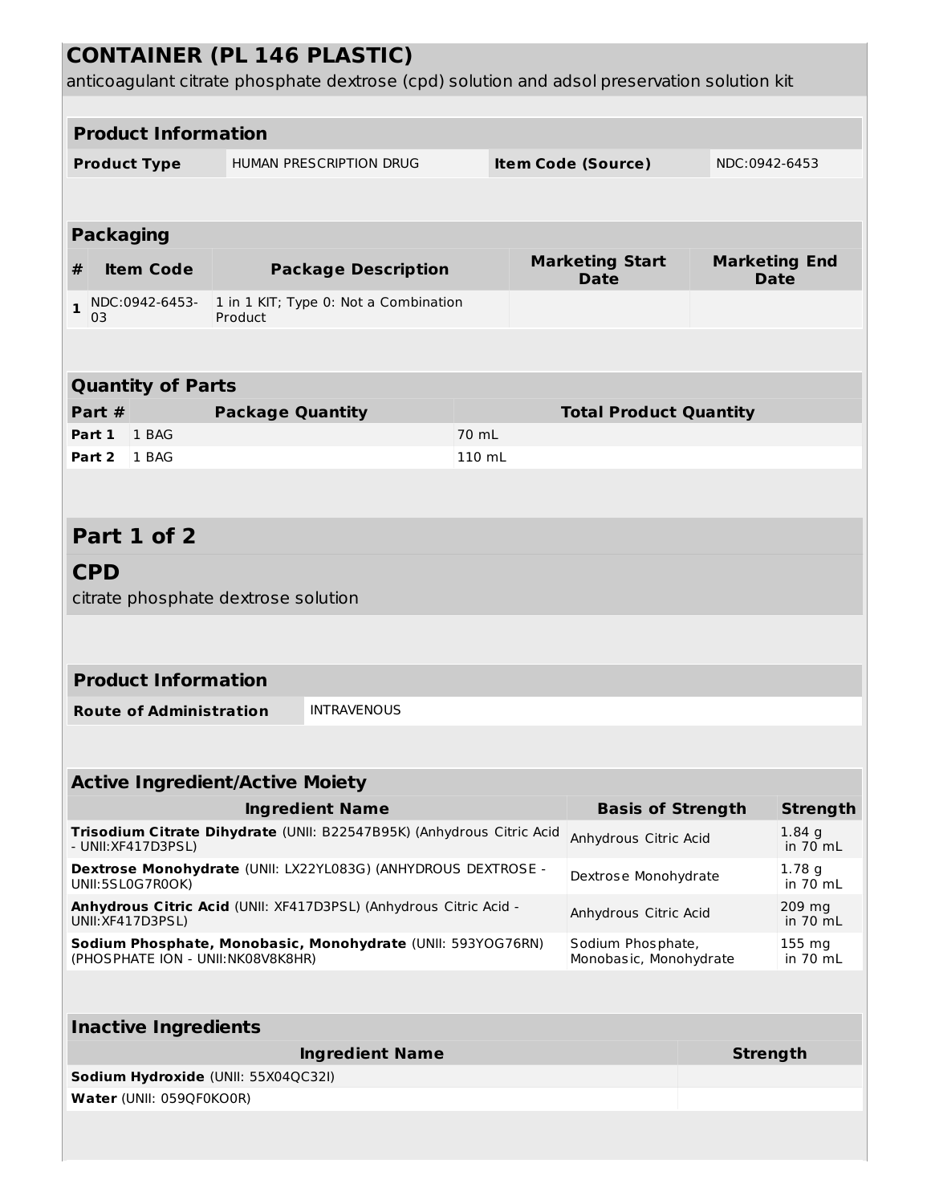# CONTAINER (PL 146 PLASTIC)

anticoagulant citrate phosphate dextrose (cpd) solution and adsol preservation solution kit

## Product Information

| Product Type | HUMAN PRESCRIPTION DRUG | Item Code (Source) | NDC:0942-6453 |
|---|---|---|---|

## Packaging

| # | Item Code | Package Description | Marketing Start Date | Marketing End Date |
|---|---|---|---|---|
| 1 | NDC:0942-6453-03 | 1 in 1 KIT; Type 0: Not a Combination Product | | |

## Quantity of Parts

| Part # | Package Quantity | Total Product Quantity |
|---|---|---|
| Part 1 | 1 BAG | 70 mL |
| Part 2 | 1 BAG | 110 mL |

## Part 1 of 2

### CPD

citrate phosphate dextrose solution

## Product Information

| Route of Administration | INTRAVENOUS |
|---|---|

## Active Ingredient/Active Moiety

| Ingredient Name | Basis of Strength | Strength |
|---|---|---|
| **Trisodium Citrate Dihydrate** (UNII: B22547B95K) (Anhydrous Citric Acid - UNII:XF417D3PSL) | Anhydrous Citric Acid | 1.84 g in 70 mL |
| **Dextrose Monohydrate** (UNII: LX22YL083G) (ANHYDROUS DEXTROSE - UNII:5SL0G7R0OK) | Dextrose Monohydrate | 1.78 g in 70 mL |
| **Anhydrous Citric Acid** (UNII: XF417D3PSL) (Anhydrous Citric Acid - UNII:XF417D3PSL) | Anhydrous Citric Acid | 209 mg in 70 mL |
| **Sodium Phosphate, Monobasic, Monohydrate** (UNII: 593YOG76RN) (PHOSPHATE ION - UNII:NK08V8K8HR) | Sodium Phosphate, Monobasic, Monohydrate | 155 mg in 70 mL |

## Inactive Ingredients

| Ingredient Name | Strength |
|---|---|
| **Sodium Hydroxide** (UNII: 55X04QC32I) | |
| **Water** (UNII: 059QF0KO0R) | |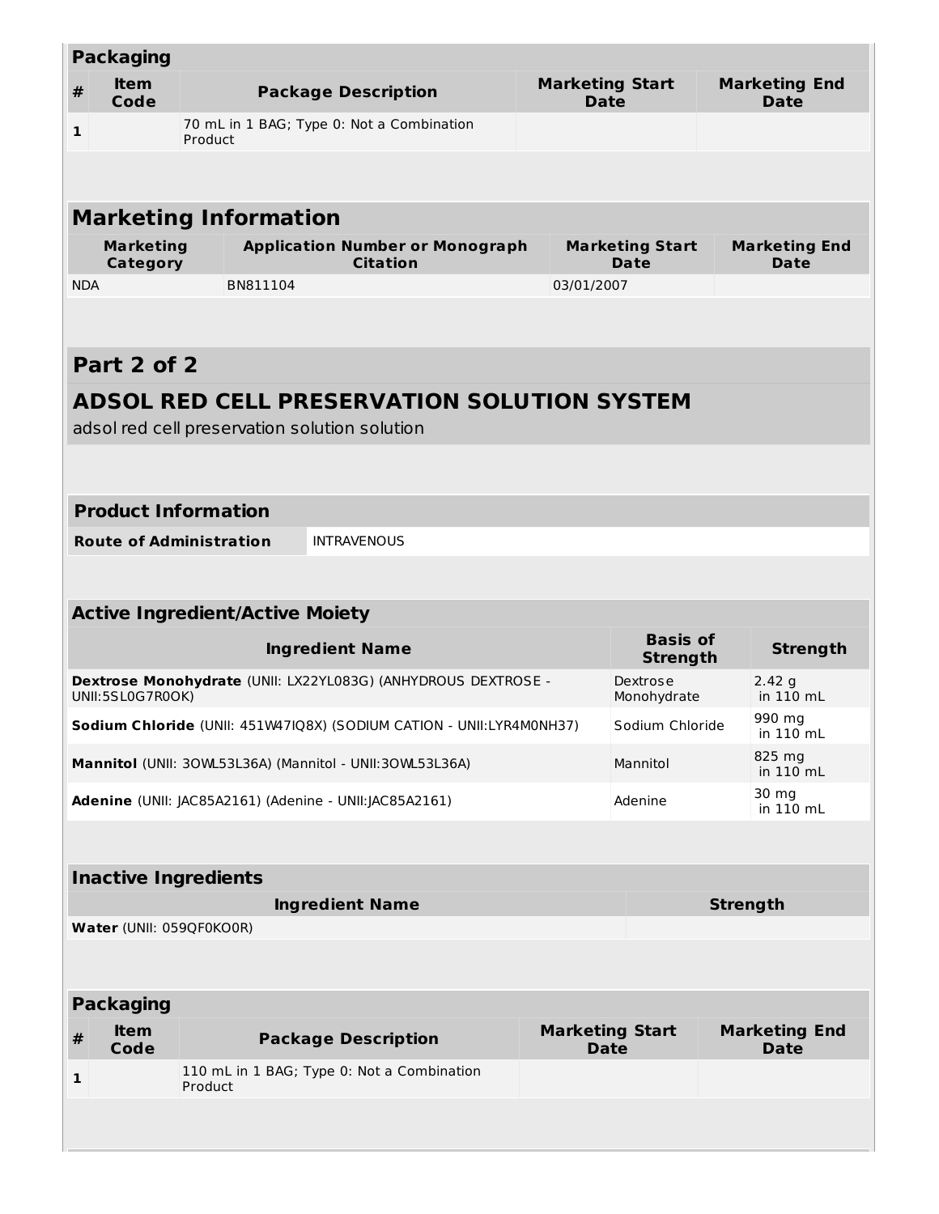| Packaging | | | | |
|---|---|---|---|---|
| # | Item Code | Package Description | Marketing Start Date | Marketing End Date |
| 1 | | 70 mL in 1 BAG; Type 0: Not a Combination Product | | |

| Marketing Information | | | |
|---|---|---|---|
| Marketing Category | Application Number or Monograph Citation | Marketing Start Date | Marketing End Date |
| NDA | BN811104 | 03/01/2007 | |

## Part 2 of 2

## ADSOL RED CELL PRESERVATION SOLUTION SYSTEM

adsol red cell preservation solution solution

| Product Information | |
|---|---|
| Route of Administration | INTRAVENOUS |

| Active Ingredient/Active Moiety | | |
|---|---|---|
| Ingredient Name | Basis of Strength | Strength |
| **Dextrose Monohydrate** (UNII: LX22YL083G) (ANHYDROUS DEXTROSE - UNII:5SL0G7R0OK) | Dextrose Monohydrate | 2.42 g in 110 mL |
| **Sodium Chloride** (UNII: 451W47IQ8X) (SODIUM CATION - UNII:LYR4M0NH37) | Sodium Chloride | 990 mg in 110 mL |
| **Mannitol** (UNII: 3OWL53L36A) (Mannitol - UNII:3OWL53L36A) | Mannitol | 825 mg in 110 mL |
| **Adenine** (UNII: JAC85A2161) (Adenine - UNII:JAC85A2161) | Adenine | 30 mg in 110 mL |

| Inactive Ingredients | |
|---|---|
| Ingredient Name | Strength |
| **Water** (UNII: 059QF0KO0R) | |

| Packaging | | | | |
|---|---|---|---|---|
| # | Item Code | Package Description | Marketing Start Date | Marketing End Date |
| 1 | | 110 mL in 1 BAG; Type 0: Not a Combination Product | | |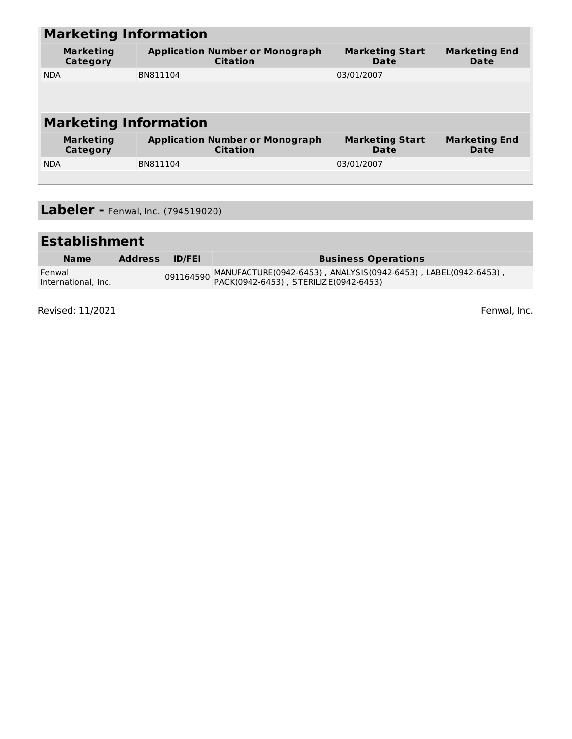## Marketing Information

| Marketing Category | Application Number or Monograph Citation | Marketing Start Date | Marketing End Date |
|---|---|---|---|
| NDA | BN811104 | 03/01/2007 | |

## Marketing Information

| Marketing Category | Application Number or Monograph Citation | Marketing Start Date | Marketing End Date |
|---|---|---|---|
| NDA | BN811104 | 03/01/2007 | |

## Labeler - Fenwal, Inc. (794519020)

## Establishment

| Name | Address | ID/FEI | Business Operations |
|---|---|---|---|
| Fenwal International, Inc. | | 091164590 | MANUFACTURE(0942-6453) , ANALYSIS(0942-6453) , LABEL(0942-6453) , PACK(0942-6453) , STERILIZE(0942-6453) |

Revised: 11/2021

Fenwal, Inc.